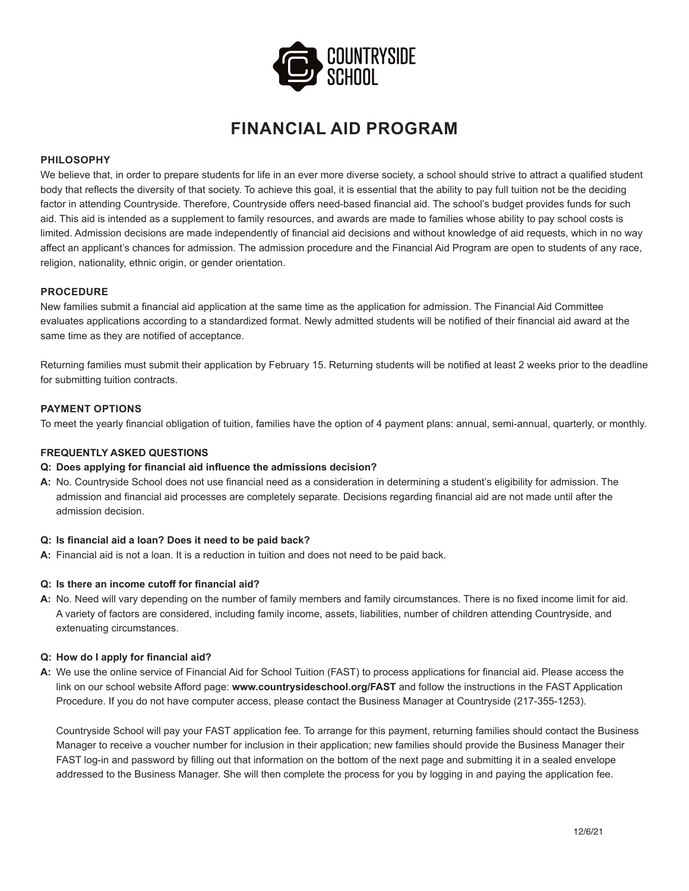COUNTRYSIDE SCHOOL

# FINANCIAL AID PROGRAM

### PHILOSOPHY

We believe that, in order to prepare students for life in an ever more diverse society, a school should strive to attract a qualified student body that reflects the diversity of that society. To achieve this goal, it is essential that the ability to pay full tuition not be the deciding factor in attending Countryside. Therefore, Countryside offers need-based financial aid. The school's budget provides funds for such aid. This aid is intended as a supplement to family resources, and awards are made to families whose ability to pay school costs is limited. Admission decisions are made independently of financial aid decisions and without knowledge of aid requests, which in no way affect an applicant's chances for admission. The admission procedure and the Financial Aid Program are open to students of any race, religion, nationality, ethnic origin, or gender orientation.

### PROCEDURE

New families submit a financial aid application at the same time as the application for admission. The Financial Aid Committee evaluates applications according to a standardized format. Newly admitted students will be notified of their financial aid award at the same time as they are notified of acceptance.

Returning families must submit their application by February 15. Returning students will be notified at least 2 weeks prior to the deadline for submitting tuition contracts.

### PAYMENT OPTIONS

To meet the yearly financial obligation of tuition, families have the option of 4 payment plans: annual, semi-annual, quarterly, or monthly.

### FREQUENTLY ASKED QUESTIONS

**Q: Does applying for financial aid influence the admissions decision?**

**A:** No. Countryside School does not use financial need as a consideration in determining a student's eligibility for admission. The admission and financial aid processes are completely separate. Decisions regarding financial aid are not made until after the admission decision.

**Q: Is financial aid a loan? Does it need to be paid back?**

**A:** Financial aid is not a loan. It is a reduction in tuition and does not need to be paid back.

**Q: Is there an income cutoff for financial aid?**

**A:** No. Need will vary depending on the number of family members and family circumstances. There is no fixed income limit for aid. A variety of factors are considered, including family income, assets, liabilities, number of children attending Countryside, and extenuating circumstances.

**Q: How do I apply for financial aid?**

**A:** We use the online service of Financial Aid for School Tuition (FAST) to process applications for financial aid. Please access the link on our school website Afford page: **www.countrysideschool.org/FAST** and follow the instructions in the FAST Application Procedure. If you do not have computer access, please contact the Business Manager at Countryside (217-355-1253).

Countryside School will pay your FAST application fee. To arrange for this payment, returning families should contact the Business Manager to receive a voucher number for inclusion in their application; new families should provide the Business Manager their FAST log-in and password by filling out that information on the bottom of the next page and submitting it in a sealed envelope addressed to the Business Manager. She will then complete the process for you by logging in and paying the application fee.

12/6/21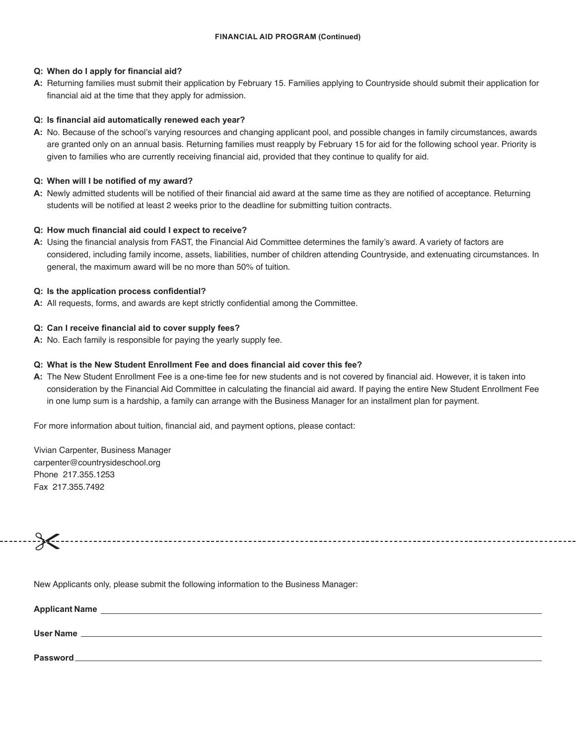## FINANCIAL AID PROGRAM (Continued)

**Q: When do I apply for financial aid?**

**A:** Returning families must submit their application by February 15. Families applying to Countryside should submit their application for financial aid at the time that they apply for admission.

**Q: Is financial aid automatically renewed each year?**

**A:** No. Because of the school's varying resources and changing applicant pool, and possible changes in family circumstances, awards are granted only on an annual basis. Returning families must reapply by February 15 for aid for the following school year. Priority is given to families who are currently receiving financial aid, provided that they continue to qualify for aid.

**Q: When will I be notified of my award?**

**A:** Newly admitted students will be notified of their financial aid award at the same time as they are notified of acceptance. Returning students will be notified at least 2 weeks prior to the deadline for submitting tuition contracts.

**Q: How much financial aid could I expect to receive?**

**A:** Using the financial analysis from FAST, the Financial Aid Committee determines the family's award. A variety of factors are considered, including family income, assets, liabilities, number of children attending Countryside, and extenuating circumstances. In general, the maximum award will be no more than 50% of tuition.

**Q: Is the application process confidential?**

**A:** All requests, forms, and awards are kept strictly confidential among the Committee.

**Q: Can I receive financial aid to cover supply fees?**

**A:** No. Each family is responsible for paying the yearly supply fee.

**Q: What is the New Student Enrollment Fee and does financial aid cover this fee?**

**A:** The New Student Enrollment Fee is a one-time fee for new students and is not covered by financial aid. However, it is taken into consideration by the Financial Aid Committee in calculating the financial aid award. If paying the entire New Student Enrollment Fee in one lump sum is a hardship, a family can arrange with the Business Manager for an installment plan for payment.

For more information about tuition, financial aid, and payment options, please contact:

Vivian Carpenter, Business Manager
carpenter@countrysideschool.org
Phone 217.355.1253
Fax 217.355.7492

---

New Applicants only, please submit the following information to the Business Manager:

**Applicant Name** ______________________________

**User Name** ______________________________

**Password** ______________________________